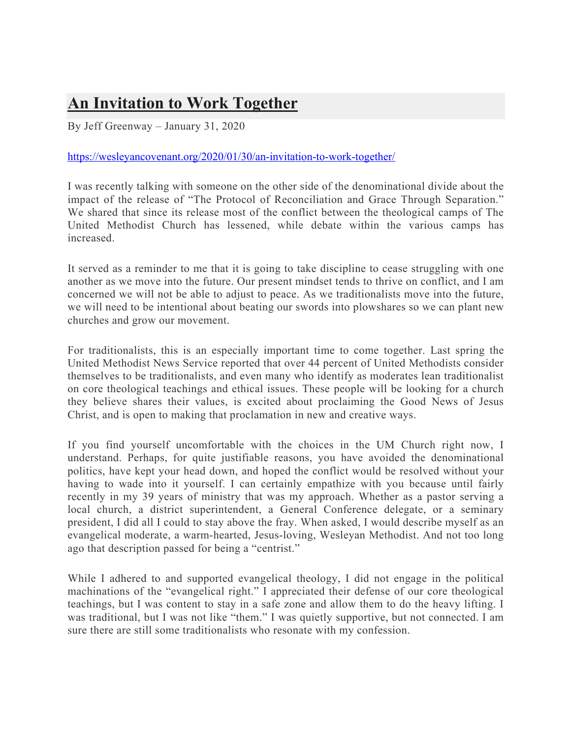# An Invitation to Work Together

By Jeff Greenway – January 31, 2020

https://wesleyancovenant.org/2020/01/30/an-invitation-to-work-together/

I was recently talking with someone on the other side of the denominational divide about the impact of the release of "The Protocol of Reconciliation and Grace Through Separation." We shared that since its release most of the conflict between the theological camps of The United Methodist Church has lessened, while debate within the various camps has increased.

It served as a reminder to me that it is going to take discipline to cease struggling with one another as we move into the future. Our present mindset tends to thrive on conflict, and I am concerned we will not be able to adjust to peace. As we traditionalists move into the future, we will need to be intentional about beating our swords into plowshares so we can plant new churches and grow our movement.

For traditionalists, this is an especially important time to come together. Last spring the United Methodist News Service reported that over 44 percent of United Methodists consider themselves to be traditionalists, and even many who identify as moderates lean traditionalist on core theological teachings and ethical issues. These people will be looking for a church they believe shares their values, is excited about proclaiming the Good News of Jesus Christ, and is open to making that proclamation in new and creative ways.

If you find yourself uncomfortable with the choices in the UM Church right now, I understand. Perhaps, for quite justifiable reasons, you have avoided the denominational politics, have kept your head down, and hoped the conflict would be resolved without your having to wade into it yourself. I can certainly empathize with you because until fairly recently in my 39 years of ministry that was my approach. Whether as a pastor serving a local church, a district superintendent, a General Conference delegate, or a seminary president, I did all I could to stay above the fray. When asked, I would describe myself as an evangelical moderate, a warm-hearted, Jesus-loving, Wesleyan Methodist. And not too long ago that description passed for being a "centrist."

While I adhered to and supported evangelical theology, I did not engage in the political machinations of the "evangelical right." I appreciated their defense of our core theological teachings, but I was content to stay in a safe zone and allow them to do the heavy lifting. I was traditional, but I was not like "them." I was quietly supportive, but not connected. I am sure there are still some traditionalists who resonate with my confession.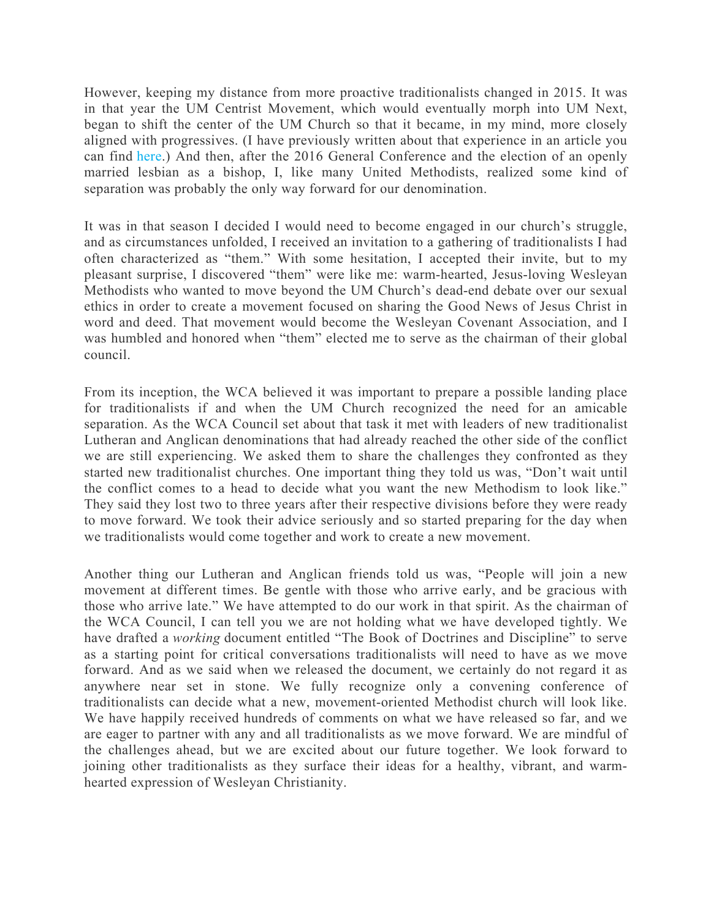However, keeping my distance from more proactive traditionalists changed in 2015. It was in that year the UM Centrist Movement, which would eventually morph into UM Next, began to shift the center of the UM Church so that it became, in my mind, more closely aligned with progressives. (I have previously written about that experience in an article you can find here.) And then, after the 2016 General Conference and the election of an openly married lesbian as a bishop, I, like many United Methodists, realized some kind of separation was probably the only way forward for our denomination.

It was in that season I decided I would need to become engaged in our church's struggle, and as circumstances unfolded, I received an invitation to a gathering of traditionalists I had often characterized as "them." With some hesitation, I accepted their invite, but to my pleasant surprise, I discovered "them" were like me: warm-hearted, Jesus-loving Wesleyan Methodists who wanted to move beyond the UM Church's dead-end debate over our sexual ethics in order to create a movement focused on sharing the Good News of Jesus Christ in word and deed. That movement would become the Wesleyan Covenant Association, and I was humbled and honored when "them" elected me to serve as the chairman of their global council.

From its inception, the WCA believed it was important to prepare a possible landing place for traditionalists if and when the UM Church recognized the need for an amicable separation. As the WCA Council set about that task it met with leaders of new traditionalist Lutheran and Anglican denominations that had already reached the other side of the conflict we are still experiencing. We asked them to share the challenges they confronted as they started new traditionalist churches. One important thing they told us was, "Don't wait until the conflict comes to a head to decide what you want the new Methodism to look like." They said they lost two to three years after their respective divisions before they were ready to move forward. We took their advice seriously and so started preparing for the day when we traditionalists would come together and work to create a new movement.

Another thing our Lutheran and Anglican friends told us was, "People will join a new movement at different times. Be gentle with those who arrive early, and be gracious with those who arrive late." We have attempted to do our work in that spirit. As the chairman of the WCA Council, I can tell you we are not holding what we have developed tightly. We have drafted a *working* document entitled "The Book of Doctrines and Discipline" to serve as a starting point for critical conversations traditionalists will need to have as we move forward. And as we said when we released the document, we certainly do not regard it as anywhere near set in stone. We fully recognize only a convening conference of traditionalists can decide what a new, movement-oriented Methodist church will look like. We have happily received hundreds of comments on what we have released so far, and we are eager to partner with any and all traditionalists as we move forward. We are mindful of the challenges ahead, but we are excited about our future together. We look forward to joining other traditionalists as they surface their ideas for a healthy, vibrant, and warm-hearted expression of Wesleyan Christianity.